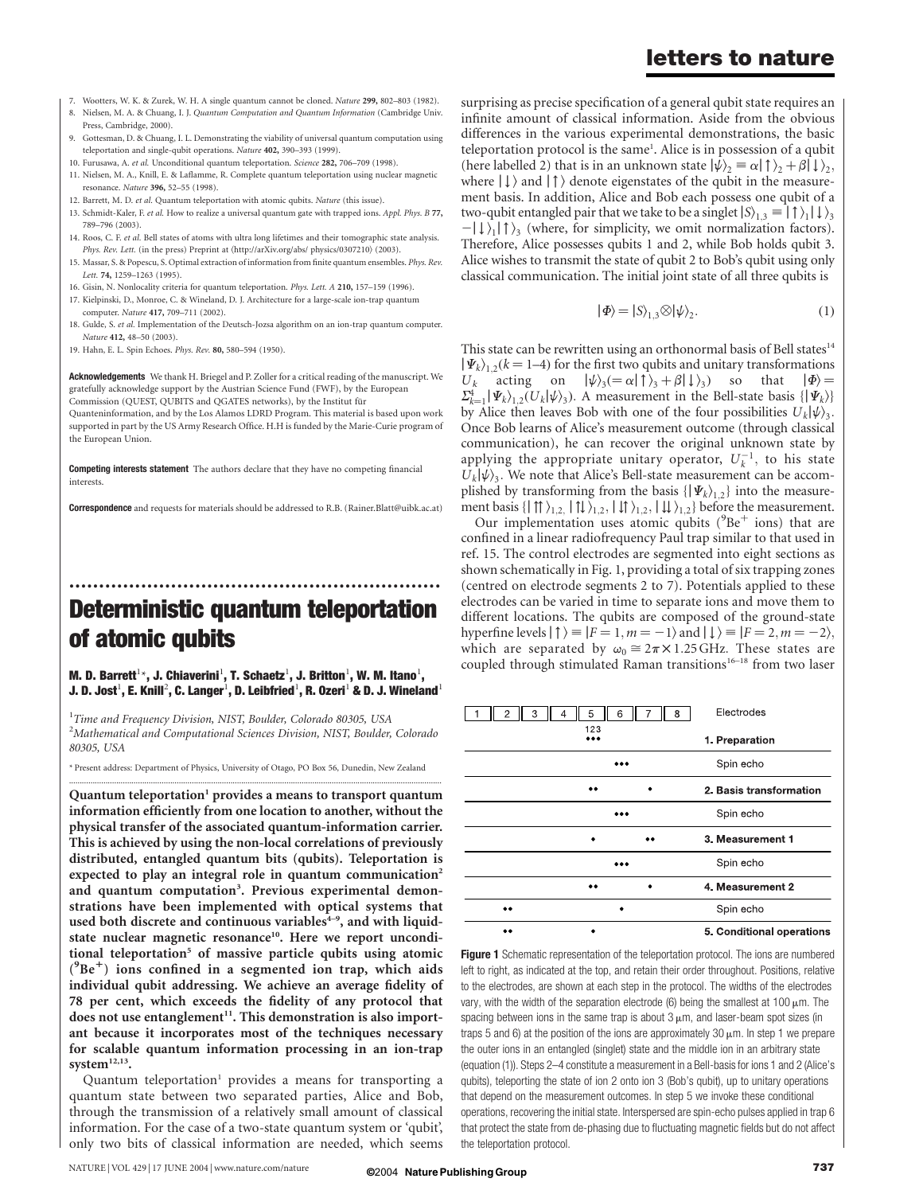7. Wootters, W. K. & Zurek, W. H. A single quantum cannot be cloned. *Nature* **299,** 802–803 (1982).
8. Nielsen, M. A. & Chuang, I. J. *Quantum Computation and Quantum Information* (Cambridge Univ. Press, Cambridge, 2000).
9. Gottesman, D. & Chuang, I. L. Demonstrating the viability of universal quantum computation using teleportation and single-qubit operations. *Nature* **402,** 390–393 (1999).
10. Furusawa, A. *et al.* Unconditional quantum teleportation. *Science* **282,** 706–709 (1998).
11. Nielsen, M. A., Knill, E. & Laflamme, R. Complete quantum teleportation using nuclear magnetic resonance. *Nature* **396,** 52–55 (1998).
12. Barrett, M. D. *et al.* Quantum teleportation with atomic qubits. *Nature* (this issue).
13. Schmidt-Kaler, F. *et al.* How to realize a universal quantum gate with trapped ions. *Appl. Phys. B* **77,** 789–796 (2003).
14. Roos, C. F. *et al.* Bell states of atoms with ultra long lifetimes and their tomographic state analysis. *Phys. Rev. Lett.* (in the press) Preprint at ⟨http://arXiv.org/abs/ physics/0307210⟩ (2003).
15. Massar, S. & Popescu, S. Optimal extraction of information from finite quantum ensembles. *Phys. Rev. Lett.* **74,** 1259–1263 (1995).
16. Gisin, N. Nonlocality criteria for quantum teleportation. *Phys. Lett. A* **210,** 157–159 (1996).
17. Kielpinski, D., Monroe, C. & Wineland, D. J. Architecture for a large-scale ion-trap quantum computer. *Nature* **417,** 709–711 (2002).
18. Gulde, S. *et al.* Implementation of the Deutsch-Jozsa algorithm on an ion-trap quantum computer. *Nature* **412,** 48–50 (2003).
19. Hahn, E. L. Spin Echoes. *Phys. Rev.* **80,** 580–594 (1950).

**Acknowledgements** We thank H. Briegel and P. Zoller for a critical reading of the manuscript. We gratefully acknowledge support by the Austrian Science Fund (FWF), by the European Commission (QUEST, QUBITS and QGATES networks), by the Institut für Quanteninformation, and by the Los Alamos LDRD Program. This material is based upon work supported in part by the US Army Research Office. H.H is funded by the Marie-Curie program of the European Union.

**Competing interests statement** The authors declare that they have no competing financial interests.

**Correspondence** and requests for materials should be addressed to R.B. (Rainer.Blatt@uibk.ac.at)

# Deterministic quantum teleportation of atomic qubits

**M. D. Barrett[1*], J. Chiaverini[1], T. Schaetz[1], J. Britton[1], W. M. Itano[1], J. D. Jost[1], E. Knill[2], C. Langer[1], D. Leibfried[1], R. Ozeri[1] & D. J. Wineland[1]**

[1] *Time and Frequency Division, NIST, Boulder, Colorado 80305, USA*
[2] *Mathematical and Computational Sciences Division, NIST, Boulder, Colorado 80305, USA*

\* Present address: Department of Physics, University of Otago, PO Box 56, Dunedin, New Zealand

**Quantum teleportation[1] provides a means to transport quantum information efficiently from one location to another, without the physical transfer of the associated quantum-information carrier. This is achieved by using the non-local correlations of previously distributed, entangled quantum bits (qubits). Teleportation is expected to play an integral role in quantum communication[2] and quantum computation[3]. Previous experimental demonstrations have been implemented with optical systems that used both discrete and continuous variables[4–9], and with liquid-state nuclear magnetic resonance[10]. Here we report unconditional teleportation[5] of massive particle qubits using atomic ($^9Be^+$) ions confined in a segmented ion trap, which aids individual qubit addressing. We achieve an average fidelity of 78 per cent, which exceeds the fidelity of any protocol that does not use entanglement[11]. This demonstration is also important because it incorporates most of the techniques necessary for scalable quantum information processing in an ion-trap system[12,13].**

Quantum teleportation[1] provides a means for transporting a quantum state between two separated parties, Alice and Bob, through the transmission of a relatively small amount of classical information. For the case of a two-state quantum system or 'qubit', only two bits of classical information are needed, which seems surprising as precise specification of a general qubit state requires an infinite amount of classical information. Aside from the obvious differences in the various experimental demonstrations, the basic teleportation protocol is the same[1]. Alice is in possession of a qubit (here labelled 2) that is in an unknown state $|\psi\rangle_2 \equiv \alpha|\uparrow\rangle_2 + \beta|\downarrow\rangle_2$, where $|\downarrow\rangle$ and $|\uparrow\rangle$ denote eigenstates of the qubit in the measurement basis. In addition, Alice and Bob each possess one qubit of a two-qubit entangled pair that we take to be a singlet $|S\rangle_{1,3} \equiv |\uparrow\rangle_1|\downarrow\rangle_3 - |\downarrow\rangle_1|\uparrow\rangle_3$ (where, for simplicity, we omit normalization factors). Therefore, Alice possesses qubits 1 and 2, while Bob holds qubit 3. Alice wishes to transmit the state of qubit 2 to Bob's qubit using only classical communication. The initial joint state of all three qubits is

$$|\Phi\rangle = |S\rangle_{1,3} \otimes |\psi\rangle_2. \quad (1)$$

This state can be rewritten using an orthonormal basis of Bell states[14] $|\Psi_k\rangle_{1,2} (k = 1–4)$ for the first two qubits and unitary transformations $U_k$ acting on $|\psi\rangle_3 (= \alpha|\uparrow\rangle_3 + \beta|\downarrow\rangle_3)$ so that $|\Phi\rangle = \Sigma_{k=1}^{4} |\Psi_k\rangle_{1,2}(U_k|\psi\rangle_3)$. A measurement in the Bell-state basis $\{|\Psi_k\rangle\}$ by Alice then leaves Bob with one of the four possibilities $U_k|\psi\rangle_3$. Once Bob learns of Alice's measurement outcome (through classical communication), he can recover the original unknown state by applying the appropriate unitary operator, $U_k^{-1}$, to his state $U_k|\psi\rangle_3$. We note that Alice's Bell-state measurement can be accomplished by transforming from the basis $\{|\Psi_k\rangle_{1,2}\}$ into the measurement basis $\{|\uparrow\uparrow\rangle_{1,2}, |\uparrow\downarrow\rangle_{1,2}, |\downarrow\uparrow\rangle_{1,2}, |\downarrow\downarrow\rangle_{1,2}\}$ before the measurement.

Our implementation uses atomic qubits ($^9Be^+$ ions) that are confined in a linear radiofrequency Paul trap similar to that used in ref. 15. The control electrodes are segmented into eight sections as shown schematically in Fig. 1, providing a total of six trapping zones (centred on electrode segments 2 to 7). Potentials applied to these electrodes can be varied in time to separate ions and move them to different locations. The qubits are composed of the ground-state hyperfine levels $|\uparrow\rangle \equiv |F = 1, m = -1\rangle$ and $|\downarrow\rangle \equiv |F = 2, m = -2\rangle$, which are separated by $\omega_0 \cong 2\pi \times 1.25\,\text{GHz}$. These states are coupled through stimulated Raman transitions[16–18] from two laser

| Electrodes: 1 2 3 4 5 6 7 8 | Step |
|---|---|
| 123 ••• (trap 5) | 1. Preparation |
| ••• (trap 6) | Spin echo |
| •• (trap 5), • (trap 7) | 2. Basis transformation |
| ••• (trap 6) | Spin echo |
| • (trap 5), •• (trap 7) | 3. Measurement 1 |
| ••• (trap 6) | Spin echo |
| •• (trap 5), • (trap 7) | 4. Measurement 2 |
| •• (trap 2), • (trap 6) | Spin echo |
| •• (trap 2), • (trap 5) | 5. Conditional operations |

**Figure 1** Schematic representation of the teleportation protocol. The ions are numbered left to right, as indicated at the top, and retain their order throughout. Positions, relative to the electrodes, are shown at each step in the protocol. The widths of the electrodes vary, with the width of the separation electrode (6) being the smallest at 100 μm. The spacing between ions in the same trap is about 3 μm, and laser-beam spot sizes (in traps 5 and 6) at the position of the ions are approximately 30 μm. In step 1 we prepare the outer ions in an entangled (singlet) state and the middle ion in an arbitrary state (equation (1)). Steps 2–4 constitute a measurement in a Bell-basis for ions 1 and 2 (Alice's qubits), teleporting the state of ion 2 onto ion 3 (Bob's qubit), up to unitary operations that depend on the measurement outcomes. In step 5 we invoke these conditional operations, recovering the initial state. Interspersed are spin-echo pulses applied in trap 6 that protect the state from de-phasing due to fluctuating magnetic fields but do not affect the teleportation protocol.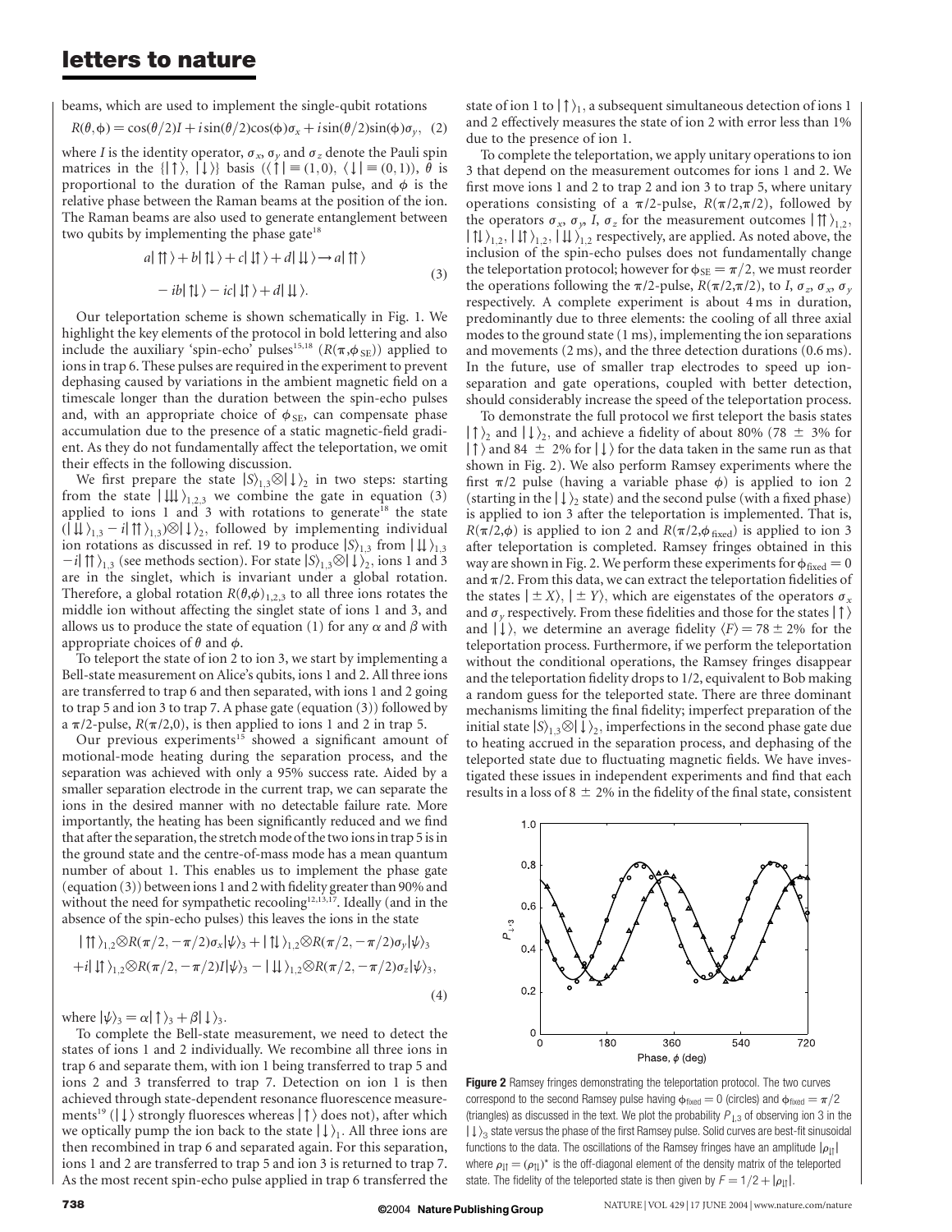beams, which are used to implement the single-qubit rotations

$$R(\theta,\phi) = \cos(\theta/2)I + i\sin(\theta/2)\cos(\phi)\sigma_x + i\sin(\theta/2)\sin(\phi)\sigma_y, \quad (2)$$

where $I$ is the identity operator, $\sigma_x$, $\sigma_y$ and $\sigma_z$ denote the Pauli spin matrices in the $\{|\uparrow\rangle, |\downarrow\rangle\}$ basis ($\langle\uparrow| \equiv (1,0)$, $\langle\downarrow| \equiv (0,1)$), $\theta$ is proportional to the duration of the Raman pulse, and $\phi$ is the relative phase between the Raman beams at the position of the ion. The Raman beams are also used to generate entanglement between two qubits by implementing the phase gate[18]

$$a|\uparrow\uparrow\rangle + b|\uparrow\downarrow\rangle + c|\downarrow\uparrow\rangle + d|\downarrow\downarrow\rangle \rightarrow a|\uparrow\uparrow\rangle - ib|\uparrow\downarrow\rangle - ic|\downarrow\uparrow\rangle + d|\downarrow\downarrow\rangle. \quad (3)$$

Our teleportation scheme is shown schematically in Fig. 1. We highlight the key elements of the protocol in bold lettering and also include the auxiliary 'spin-echo' pulses[15,18] ($R(\pi,\phi_{SE})$) applied to ions in trap 6. These pulses are required in the experiment to prevent dephasing caused by variations in the ambient magnetic field on a timescale longer than the duration between the spin-echo pulses and, with an appropriate choice of $\phi_{SE}$, can compensate phase accumulation due to the presence of a static magnetic-field gradient. As they do not fundamentally affect the teleportation, we omit their effects in the following discussion.

We first prepare the state $|S\rangle_{1,3} \otimes |\downarrow\rangle_2$ in two steps: starting from the state $|\downarrow\downarrow\downarrow\rangle_{1,2,3}$ we combine the gate in equation (3) applied to ions 1 and 3 with rotations to generate[18] the state $(|\downarrow\downarrow\rangle_{1,3} - i|\uparrow\uparrow\rangle_{1,3}) \otimes |\downarrow\rangle_2$, followed by implementing individual ion rotations as discussed in ref. 19 to produce $|S\rangle_{1,3}$ from $|\downarrow\downarrow\rangle_{1,3} - i|\uparrow\uparrow\rangle_{1,3}$ (see methods section). For state $|S\rangle_{1,3} \otimes |\downarrow\rangle_2$, ions 1 and 3 are in the singlet, which is invariant under a global rotation. Therefore, a global rotation $R(\theta,\phi)_{1,2,3}$ to all three ions rotates the middle ion without affecting the singlet state of ions 1 and 3, and allows us to produce the state of equation (1) for any $\alpha$ and $\beta$ with appropriate choices of $\theta$ and $\phi$.

To teleport the state of ion 2 to ion 3, we start by implementing a Bell-state measurement on Alice's qubits, ions 1 and 2. All three ions are transferred to trap 6 and then separated, with ions 1 and 2 going to trap 5 and ion 3 to trap 7. A phase gate (equation (3)) followed by a $\pi/2$-pulse, $R(\pi/2,0)$, is then applied to ions 1 and 2 in trap 5.

Our previous experiments[15] showed a significant amount of motional-mode heating during the separation process, and the separation was achieved with only a 95% success rate. Aided by a smaller separation electrode in the current trap, we can separate the ions in the desired manner with no detectable failure rate. More importantly, the heating has been significantly reduced and we find that after the separation, the stretch mode of the two ions in trap 5 is in the ground state and the centre-of-mass mode has a mean quantum number of about 1. This enables us to implement the phase gate (equation (3)) between ions 1 and 2 with fidelity greater than 90% and without the need for sympathetic recooling[12,13,17]. Ideally (and in the absence of the spin-echo pulses) this leaves the ions in the state

$$|\uparrow\uparrow\rangle_{1,2} \otimes R(\pi/2,-\pi/2)\sigma_x|\psi\rangle_3 + |\uparrow\downarrow\rangle_{1,2} \otimes R(\pi/2,-\pi/2)\sigma_y|\psi\rangle_3$$
$$+ i|\downarrow\uparrow\rangle_{1,2} \otimes R(\pi/2,-\pi/2)I|\psi\rangle_3 - |\downarrow\downarrow\rangle_{1,2} \otimes R(\pi/2,-\pi/2)\sigma_z|\psi\rangle_3, \quad (4)$$

where $|\psi\rangle_3 = \alpha|\uparrow\rangle_3 + \beta|\downarrow\rangle_3$.

To complete the Bell-state measurement, we need to detect the states of ions 1 and 2 individually. We recombine all three ions in trap 6 and separate them, with ion 1 being transferred to trap 5 and ions 2 and 3 transferred to trap 7. Detection on ion 1 is then achieved through state-dependent resonance fluorescence measurements[19] ($|\downarrow\rangle$ strongly fluoresces whereas $|\uparrow\rangle$ does not), after which we optically pump the ion back to the state $|\downarrow\rangle_1$. All three ions are then recombined in trap 6 and separated again. For this separation, ions 1 and 2 are transferred to trap 5 and ion 3 is returned to trap 7. As the most recent spin-echo pulse applied in trap 6 transferred the state of ion 1 to $|\uparrow\rangle_1$, a subsequent simultaneous detection of ions 1 and 2 effectively measures the state of ion 2 with error less than 1% due to the presence of ion 1.

To complete the teleportation, we apply unitary operations to ion 3 that depend on the measurement outcomes for ions 1 and 2. We first move ions 1 and 2 to trap 2 and ion 3 to trap 5, where unitary operations consisting of a $\pi/2$-pulse, $R(\pi/2,\pi/2)$, followed by the operators $\sigma_x$, $\sigma_y$, $I$, $\sigma_z$ for the measurement outcomes $|\uparrow\uparrow\rangle_{1,2}$, $|\uparrow\downarrow\rangle_{1,2}$, $|\downarrow\uparrow\rangle_{1,2}$, $|\downarrow\downarrow\rangle_{1,2}$ respectively, are applied. As noted above, the inclusion of the spin-echo pulses does not fundamentally change the teleportation protocol; however for $\phi_{SE} = \pi/2$, we must reorder the operations following the $\pi/2$-pulse, $R(\pi/2,\pi/2)$, to $I$, $\sigma_z$, $\sigma_x$, $\sigma_y$ respectively. A complete experiment is about 4 ms in duration, predominantly due to three elements: the cooling of all three axial modes to the ground state (1 ms), implementing the ion separations and movements (2 ms), and the three detection durations (0.6 ms). In the future, use of smaller trap electrodes to speed up ion-separation and gate operations, coupled with better detection, should considerably increase the speed of the teleportation process.

To demonstrate the full protocol we first teleport the basis states $|\uparrow\rangle_2$ and $|\downarrow\rangle_2$, and achieve a fidelity of about 80% (78 ± 3% for $|\uparrow\rangle$ and 84 ± 2% for $|\downarrow\rangle$ for the data taken in the same run as that shown in Fig. 2). We also perform Ramsey experiments where the first $\pi/2$ pulse (having a variable phase $\phi$) is applied to ion 2 (starting in the $|\downarrow\rangle_2$ state) and the second pulse (with a fixed phase) is applied to ion 3 after the teleportation is implemented. That is, $R(\pi/2,\phi)$ is applied to ion 2 and $R(\pi/2,\phi_{fixed})$ is applied to ion 3 after teleportation is completed. Ramsey fringes obtained in this way are shown in Fig. 2. We perform these experiments for $\phi_{fixed} = 0$ and $\pi/2$. From this data, we can extract the teleportation fidelities of the states $|\pm X\rangle$, $|\pm Y\rangle$, which are eigenstates of the operators $\sigma_x$ and $\sigma_y$ respectively. From these fidelities and those for the states $|\uparrow\rangle$ and $|\downarrow\rangle$, we determine an average fidelity $\langle F\rangle = 78 \pm 2\%$ for the teleportation process. Furthermore, if we perform the teleportation without the conditional operations, the Ramsey fringes disappear and the teleportation fidelity drops to 1/2, equivalent to Bob making a random guess for the teleported state. There are three dominant mechanisms limiting the final fidelity; imperfect preparation of the initial state $|S\rangle_{1,3} \otimes |\downarrow\rangle_2$, imperfections in the second phase gate due to heating accrued in the separation process, and dephasing of the teleported state due to fluctuating magnetic fields. We have investigated these issues in independent experiments and find that each results in a loss of 8 ± 2% in the fidelity of the final state, consistent

**Figure 2** Ramsey fringes demonstrating the teleportation protocol. The two curves correspond to the second Ramsey pulse having $\phi_{fixed} = 0$ (circles) and $\phi_{fixed} = \pi/2$ (triangles) as discussed in the text. We plot the probability $P_{\downarrow 3}$ of observing ion 3 in the $|\downarrow\rangle_3$ state versus the phase of the first Ramsey pulse. Solid curves are best-fit sinusoidal functions to the data. The oscillations of the Ramsey fringes have an amplitude $|\rho_{\downarrow\uparrow}|$ where $\rho_{\downarrow\uparrow} = (\rho_{\uparrow\downarrow})^*$ is the off-diagonal element of the density matrix of the teleported state. The fidelity of the teleported state is then given by $F = 1/2 + |\rho_{\downarrow\uparrow}|$.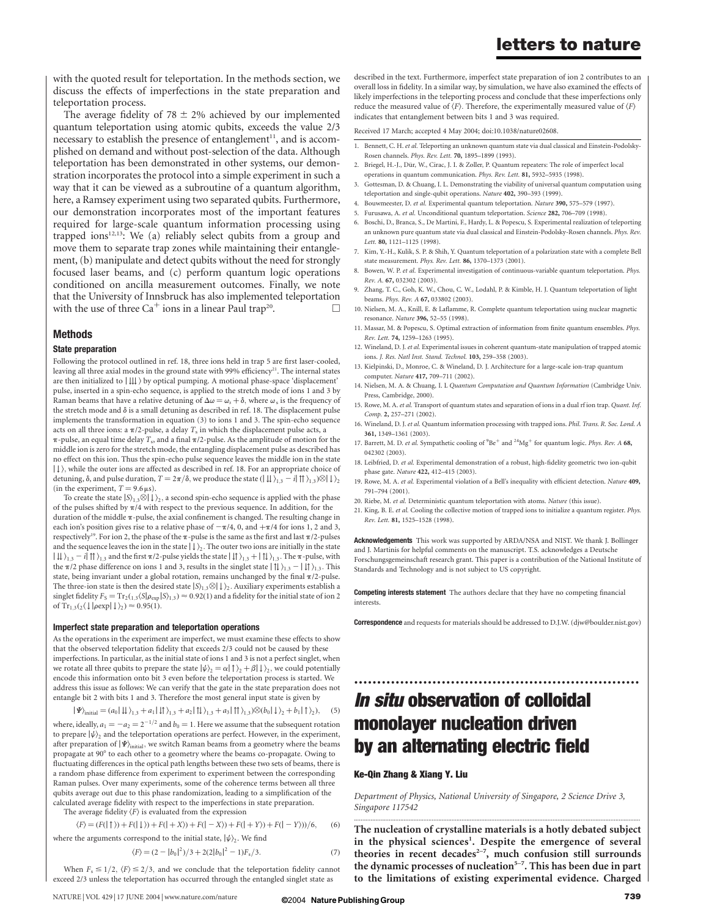with the quoted result for teleportation. In the methods section, we discuss the effects of imperfections in the state preparation and teleportation process.

The average fidelity of 78 ± 2% achieved by our implemented quantum teleportation using atomic qubits, exceeds the value 2/3 necessary to establish the presence of entanglement[11], and is accomplished on demand and without post-selection of the data. Although teleportation has been demonstrated in other systems, our demonstration incorporates the protocol into a simple experiment in such a way that it can be viewed as a subroutine of a quantum algorithm, here, a Ramsey experiment using two separated qubits. Furthermore, our demonstration incorporates most of the important features required for large-scale quantum information processing using trapped ions[12,13]: We (a) reliably select qubits from a group and move them to separate trap zones while maintaining their entanglement, (b) manipulate and detect qubits without the need for strongly focused laser beams, and (c) perform quantum logic operations conditioned on ancilla measurement outcomes. Finally, we note that the University of Innsbruck has also implemented teleportation with the use of three $Ca^+$ ions in a linear Paul trap[20]. □

## Methods

### State preparation

Following the protocol outlined in ref. 18, three ions held in trap 5 are first laser-cooled, leaving all three axial modes in the ground state with 99% efficiency[21]. The internal states are then initialized to $|\downarrow\downarrow\downarrow\rangle$ by optical pumping. A motional phase-space 'displacement' pulse, inserted in a spin-echo sequence, is applied to the stretch mode of ions 1 and 3 by Raman beams that have a relative detuning of $\Delta\omega = \omega_s + \delta$, where $\omega_s$ is the frequency of the stretch mode and $\delta$ is a small detuning as described in ref. 18. The displacement pulse implements the transformation in equation (3) to ions 1 and 3. The spin-echo sequence acts on all three ions: a $\pi/2$-pulse, a delay $T_s$ in which the displacement pulse acts, a $\pi$-pulse, an equal time delay $T_s$, and a final $\pi/2$-pulse. As the amplitude of motion for the middle ion is zero for the stretch mode, the entangling displacement pulse as described has no effect on this ion. Thus the spin-echo pulse sequence leaves the middle ion in the state $|\downarrow\rangle$, while the outer ions are affected as described in ref. 18. For an appropriate choice of detuning, $\delta$, and pulse duration, $T = 2\pi/\delta$, we produce the state $(|\downarrow\downarrow\rangle_{1,3} - i|\uparrow\uparrow\rangle_{1,3})\otimes|\downarrow\rangle_2$ (in the experiment, $T = 9.6\,\mu s$).

To create the state $|S\rangle_{1,3}\otimes|\downarrow\rangle_2$, a second spin-echo sequence is applied with the phase of the pulses shifted by $\pi/4$ with respect to the previous sequence. In addition, for the duration of the middle $\pi$-pulse, the axial confinement is changed. The resulting change in each ion's position gives rise to a relative phase of $-\pi/4$, 0, and $+\pi/4$ for ions 1, 2 and 3, respectively[19]. For ion 2, the phase of the $\pi$-pulse is the same as the first and last $\pi/2$-pulses and the sequence leaves the ion in the state $|\downarrow\rangle_2$. The outer two ions are initially in the state $|\downarrow\downarrow\rangle_{1,3} - i|\uparrow\uparrow\rangle_{1,3}$ and the first $\pi/2$-pulse yields the state $|\downarrow\uparrow\rangle_{1,3} + |\uparrow\downarrow\rangle_{1,3}$. The $\pi$-pulse, with the $\pi/2$ phase difference on ions 1 and 3, results in the singlet state $|\uparrow\downarrow\rangle_{1,3} - |\downarrow\uparrow\rangle_{1,3}$. This state, being invariant under a global rotation, remains unchanged by the final $\pi/2$-pulse. The three-ion state is then the desired state $|S\rangle_{1,3}\otimes|\downarrow\rangle_2$. Auxiliary experiments establish a singlet fidelity $F_S = \mathrm{Tr}_2(_{1,3}\langle S|\rho_{\exp}|S\rangle_{1,3}) \approx 0.92(1)$ and a fidelity for the initial state of ion 2 of $\mathrm{Tr}_{1,3}(_2\langle\downarrow|\rho\exp|\downarrow\rangle_2) \approx 0.95(1)$.

### Imperfect state preparation and teleportation operations

As the operations in the experiment are imperfect, we must examine these effects to show that the observed teleportation fidelity that exceeds 2/3 could not be caused by these imperfections. In particular, as the initial state of ions 1 and 3 is not a perfect singlet, when we rotate all three qubits to prepare the state $|\psi\rangle_2 = \alpha|\uparrow\rangle_2 + \beta|\downarrow\rangle_2$, we could potentially encode this information onto bit 3 even before the teleportation process is started. We address this issue as follows: We can verify that the gate in the state preparation does not entangle bit 2 with bits 1 and 3. Therefore the most general input state is given by

$$|\Psi\rangle_{\mathrm{initial}} = (a_0|\downarrow\downarrow\rangle_{1,3} + a_1|\downarrow\uparrow\rangle_{1,3} + a_2|\uparrow\downarrow\rangle_{1,3} + a_3|\uparrow\uparrow\rangle_{1,3})\otimes(b_0|\downarrow\rangle_2 + b_1|\uparrow\rangle_2), \quad (5)$$

where, ideally, $a_1 = -a_2 = 2^{-1/2}$ and $b_0 = 1$. Here we assume that the subsequent rotation to prepare $|\psi\rangle_2$ and the teleportation operations are perfect. However, in the experiment, after preparation of $|\Psi\rangle_{\mathrm{initial}}$, we switch Raman beams from a geometry where the beams propagate at 90° to each other to a geometry where the beams co-propagate. Owing to fluctuating differences in the optical path lengths between these two sets of beams, there is a random phase difference from experiment to experiment between the corresponding Raman pulses. Over many experiments, some of the coherence terms between all three qubits average out due to this phase randomization, leading to a simplification of the calculated average fidelity with respect to the imperfections in state preparation.

The average fidelity $\langle F\rangle$ is evaluated from the expression

$$\langle F\rangle = (F(|\uparrow\rangle) + F(|\downarrow\rangle) + F(|+X\rangle) + F(|-X\rangle) + F(|+Y\rangle) + F(|-Y\rangle))/6, \quad (6)$$

where the arguments correspond to the initial state, $|\psi\rangle_2$. We find

$$\langle F\rangle = (2 - |b_0|^2)/3 + 2(2|b_0|^2 - 1)F_s/3. \quad (7)$$

When $F_s \leq 1/2$, $\langle F\rangle \leq 2/3$, and we conclude that the teleportation fidelity cannot exceed 2/3 unless the teleportation has occurred through the entangled singlet state as described in the text. Furthermore, imperfect state preparation of ion 2 contributes to an overall loss in fidelity. In a similar way, by simulation, we have also examined the effects of likely imperfections in the teleporting process and conclude that these imperfections only reduce the measured value of $\langle F\rangle$. Therefore, the experimentally measured value of $\langle F\rangle$ indicates that entanglement between bits 1 and 3 was required.

Received 17 March; accepted 4 May 2004; doi:10.1038/nature02608.

1. Bennett, C. H. *et al.* Teleporting an unknown quantum state via dual classical and Einstein-Podolsky-Rosen channels. *Phys. Rev. Lett.* **70,** 1895–1899 (1993).
2. Briegel, H.-J., Dür, W., Cirac, J. I. & Zoller, P. Quantum repeaters: The role of imperfect local operations in quantum communication. *Phys. Rev. Lett.* **81,** 5932–5935 (1998).
3. Gottesman, D. & Chuang, I. L. Demonstrating the viability of universal quantum computation using teleportation and single-qubit operations. *Nature* **402,** 390–393 (1999).
4. Bouwmeester, D. *et al.* Experimental quantum teleportation. *Nature* **390,** 575–579 (1997).
5. Furusawa, A. *et al.* Unconditional quantum teleportation. *Science* **282,** 706–709 (1998).
6. Boschi, D., Branca, S., De Martini, F., Hardy, L. & Popescu, S. Experimental realization of teleporting an unknown pure quantum state via dual classical and Einstein-Podolsky-Rosen channels. *Phys. Rev. Lett.* **80,** 1121–1125 (1998).
7. Kim, Y.-H., Kulik, S. P. & Shih, Y. Quantum teleportation of a polarization state with a complete Bell state measurement. *Phys. Rev. Lett.* **86,** 1370–1373 (2001).
8. Bowen, W. P. *et al.* Experimental investigation of continuous-variable quantum teleportation. *Phys. Rev. A.* **67,** 032302 (2003).
9. Zhang, T. C., Goh, K. W., Chou, C. W., Lodahl, P. & Kimble, H. J. Quantum teleportation of light beams. *Phys. Rev. A* **67,** 033802 (2003).
10. Nielsen, M. A., Knill, E. & Laflamme, R. Complete quantum teleportation using nuclear magnetic resonance. *Nature* **396,** 52–55 (1998).
11. Massar, M. & Popescu, S. Optimal extraction of information from finite quantum ensembles. *Phys. Rev. Lett.* **74,** 1259–1263 (1995).
12. Wineland, D. J. *et al.* Experimental issues in coherent quantum-state manipulation of trapped atomic ions. *J. Res. Natl Inst. Stand. Technol.* **103,** 259–358 (2003).
13. Kielpinski, D., Monroe, C. & Wineland, D. J. Architecture for a large-scale ion-trap quantum computer. *Nature* **417,** 709–711 (2002).
14. Nielsen, M. A. & Chuang, I. L *Quantum Computation and Quantum Information* (Cambridge Univ. Press, Cambridge, 2000).
15. Rowe, M. A. *et al.* Transport of quantum states and separation of ions in a dual rf ion trap. *Quant. Inf. Comp.* **2,** 257–271 (2002).
16. Wineland, D. J. *et al.* Quantum information processing with trapped ions. *Phil. Trans. R. Soc. Lond. A* **361,** 1349–1361 (2003).
17. Barrett, M. D. *et al.* Sympathetic cooling of $^9Be^+$ and $^{24}Mg^+$ for quantum logic. *Phys. Rev. A* **68,** 042302 (2003).
18. Leibfried, D. *et al.* Experimental demonstration of a robust, high-fidelity geometric two ion-qubit phase gate. *Nature* **422,** 412–415 (2003).
19. Rowe, M. A. *et al.* Experimental violation of a Bell's inequality with efficient detection. *Nature* **409,** 791–794 (2001).
20. Riebe, M. *et al.* Deterministic quantum teleportation with atoms. *Nature* (this issue).
21. King, B. E. *et al.* Cooling the collective motion of trapped ions to initialize a quantum register. *Phys. Rev. Lett.* **81,** 1525–1528 (1998).

**Acknowledgements** This work was supported by ARDA/NSA and NIST. We thank J. Bollinger and J. Martinis for helpful comments on the manuscript. T.S. acknowledges a Deutsche Forschungsgemeinschaft research grant. This paper is a contribution of the National Institute of Standards and Technology and is not subject to US copyright.

**Competing interests statement** The authors declare that they have no competing financial interests.

**Correspondence** and requests for materials should be addressed to D.J.W. (djw@boulder.nist.gov)

# *In situ* observation of colloidal monolayer nucleation driven by an alternating electric field

**Ke-Qin Zhang & Xiang Y. Liu**

*Department of Physics, National University of Singapore, 2 Science Drive 3, Singapore 117542*

**The nucleation of crystalline materials is a hotly debated subject in the physical sciences[1]. Despite the emergence of several theories in recent decades[2–7], much confusion still surrounds the dynamic processes of nucleation[5–7]. This has been due in part to the limitations of existing experimental evidence. Charged**